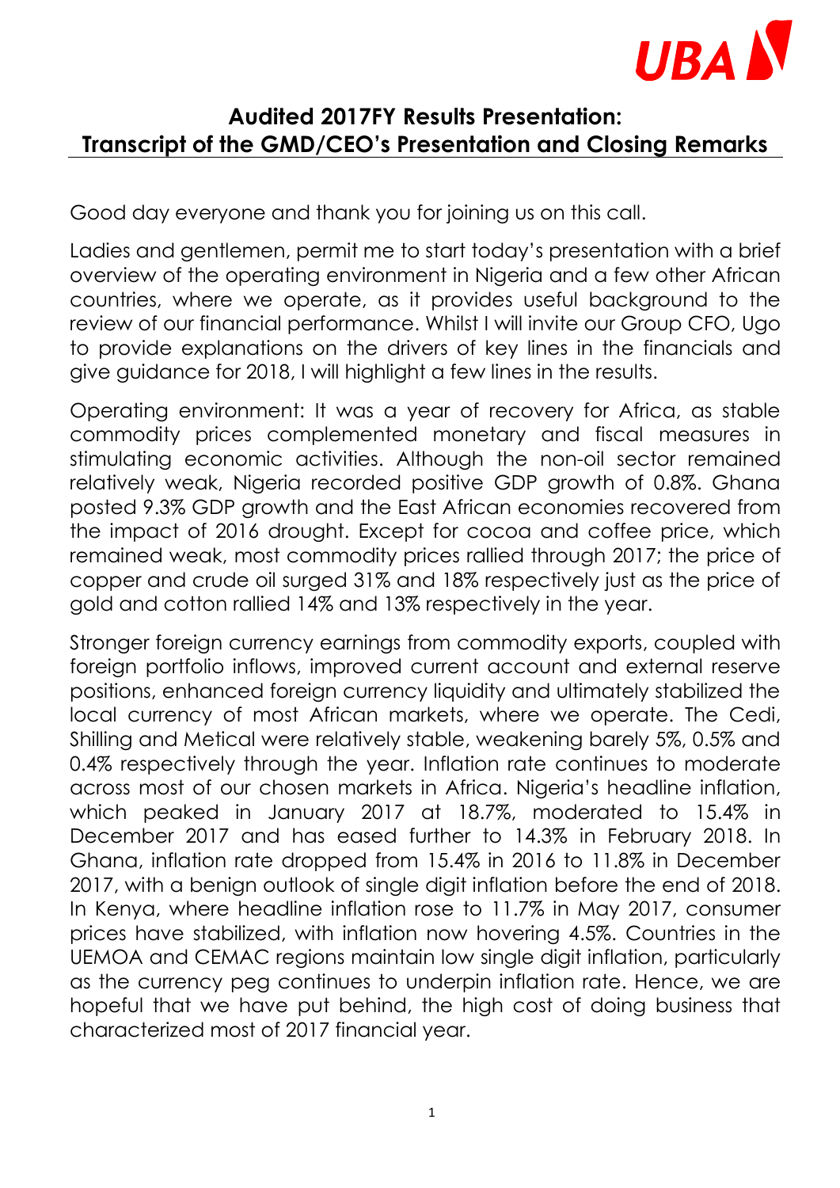# Audited 2017FY Results Presentation: Transcript of the GMD/CEO's Presentation and Closing Remarks

Good day everyone and thank you for joining us on this call.

Ladies and gentlemen, permit me to start today's presentation with a brief overview of the operating environment in Nigeria and a few other African countries, where we operate, as it provides useful background to the review of our financial performance. Whilst I will invite our Group CFO, Ugo to provide explanations on the drivers of key lines in the financials and give guidance for 2018, I will highlight a few lines in the results.

Operating environment: It was a year of recovery for Africa, as stable commodity prices complemented monetary and fiscal measures in stimulating economic activities. Although the non-oil sector remained relatively weak, Nigeria recorded positive GDP growth of 0.8%. Ghana posted 9.3% GDP growth and the East African economies recovered from the impact of 2016 drought. Except for cocoa and coffee price, which remained weak, most commodity prices rallied through 2017; the price of copper and crude oil surged 31% and 18% respectively just as the price of gold and cotton rallied 14% and 13% respectively in the year.

Stronger foreign currency earnings from commodity exports, coupled with foreign portfolio inflows, improved current account and external reserve positions, enhanced foreign currency liquidity and ultimately stabilized the local currency of most African markets, where we operate. The Cedi, Shilling and Metical were relatively stable, weakening barely 5%, 0.5% and 0.4% respectively through the year. Inflation rate continues to moderate across most of our chosen markets in Africa. Nigeria's headline inflation, which peaked in January 2017 at 18.7%, moderated to 15.4% in December 2017 and has eased further to 14.3% in February 2018. In Ghana, inflation rate dropped from 15.4% in 2016 to 11.8% in December 2017, with a benign outlook of single digit inflation before the end of 2018. In Kenya, where headline inflation rose to 11.7% in May 2017, consumer prices have stabilized, with inflation now hovering 4.5%. Countries in the UEMOA and CEMAC regions maintain low single digit inflation, particularly as the currency peg continues to underpin inflation rate. Hence, we are hopeful that we have put behind, the high cost of doing business that characterized most of 2017 financial year.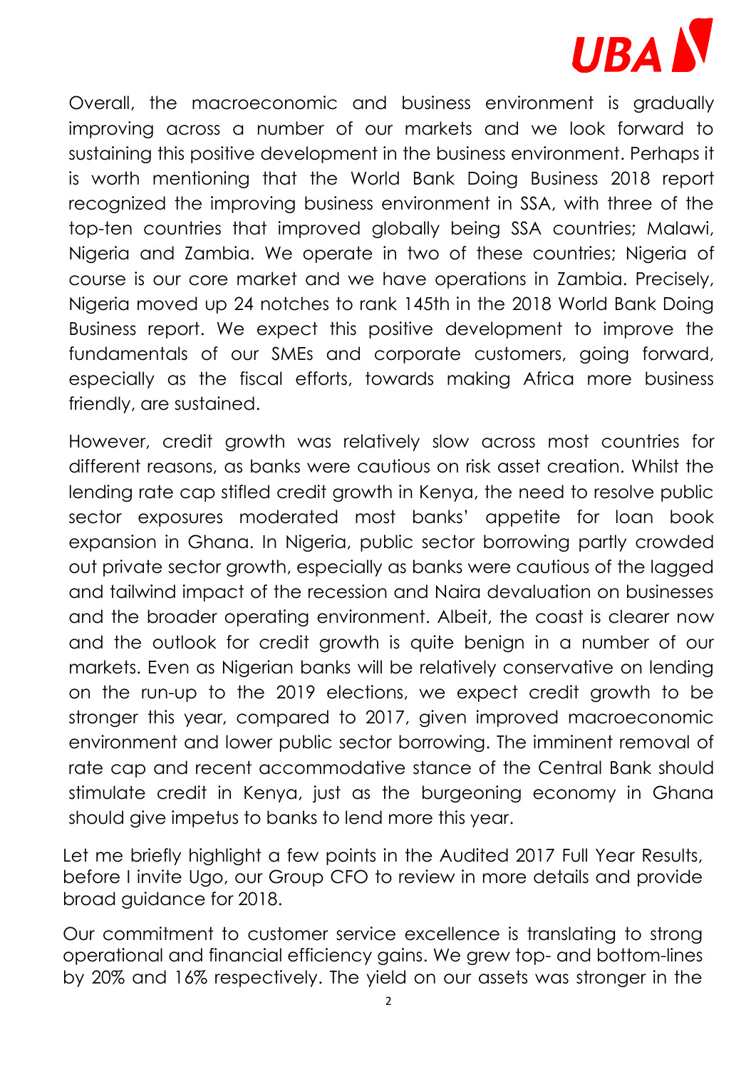Overall, the macroeconomic and business environment is gradually improving across a number of our markets and we look forward to sustaining this positive development in the business environment. Perhaps it is worth mentioning that the World Bank Doing Business 2018 report recognized the improving business environment in SSA, with three of the top-ten countries that improved globally being SSA countries; Malawi, Nigeria and Zambia. We operate in two of these countries; Nigeria of course is our core market and we have operations in Zambia. Precisely, Nigeria moved up 24 notches to rank 145th in the 2018 World Bank Doing Business report. We expect this positive development to improve the fundamentals of our SMEs and corporate customers, going forward, especially as the fiscal efforts, towards making Africa more business friendly, are sustained.

However, credit growth was relatively slow across most countries for different reasons, as banks were cautious on risk asset creation. Whilst the lending rate cap stifled credit growth in Kenya, the need to resolve public sector exposures moderated most banks' appetite for loan book expansion in Ghana. In Nigeria, public sector borrowing partly crowded out private sector growth, especially as banks were cautious of the lagged and tailwind impact of the recession and Naira devaluation on businesses and the broader operating environment. Albeit, the coast is clearer now and the outlook for credit growth is quite benign in a number of our markets. Even as Nigerian banks will be relatively conservative on lending on the run-up to the 2019 elections, we expect credit growth to be stronger this year, compared to 2017, given improved macroeconomic environment and lower public sector borrowing. The imminent removal of rate cap and recent accommodative stance of the Central Bank should stimulate credit in Kenya, just as the burgeoning economy in Ghana should give impetus to banks to lend more this year.

Let me briefly highlight a few points in the Audited 2017 Full Year Results, before I invite Ugo, our Group CFO to review in more details and provide broad guidance for 2018.

Our commitment to customer service excellence is translating to strong operational and financial efficiency gains. We grew top- and bottom-lines by 20% and 16% respectively. The yield on our assets was stronger in the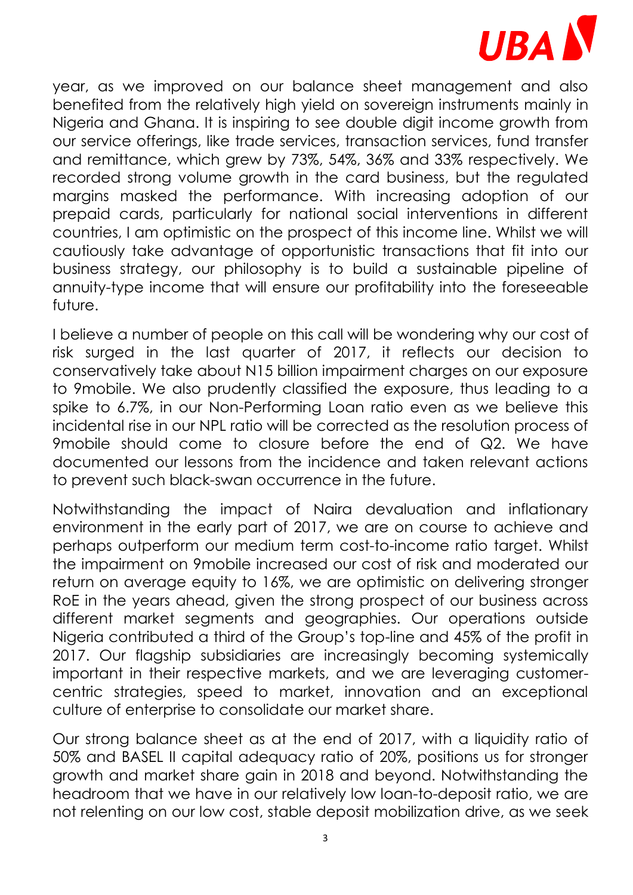year, as we improved on our balance sheet management and also benefited from the relatively high yield on sovereign instruments mainly in Nigeria and Ghana. It is inspiring to see double digit income growth from our service offerings, like trade services, transaction services, fund transfer and remittance, which grew by 73%, 54%, 36% and 33% respectively. We recorded strong volume growth in the card business, but the regulated margins masked the performance. With increasing adoption of our prepaid cards, particularly for national social interventions in different countries, I am optimistic on the prospect of this income line. Whilst we will cautiously take advantage of opportunistic transactions that fit into our business strategy, our philosophy is to build a sustainable pipeline of annuity-type income that will ensure our profitability into the foreseeable future.

I believe a number of people on this call will be wondering why our cost of risk surged in the last quarter of 2017, it reflects our decision to conservatively take about N15 billion impairment charges on our exposure to 9mobile. We also prudently classified the exposure, thus leading to a spike to 6.7%, in our Non-Performing Loan ratio even as we believe this incidental rise in our NPL ratio will be corrected as the resolution process of 9mobile should come to closure before the end of Q2. We have documented our lessons from the incidence and taken relevant actions to prevent such black-swan occurrence in the future.

Notwithstanding the impact of Naira devaluation and inflationary environment in the early part of 2017, we are on course to achieve and perhaps outperform our medium term cost-to-income ratio target. Whilst the impairment on 9mobile increased our cost of risk and moderated our return on average equity to 16%, we are optimistic on delivering stronger RoE in the years ahead, given the strong prospect of our business across different market segments and geographies. Our operations outside Nigeria contributed a third of the Group's top-line and 45% of the profit in 2017. Our flagship subsidiaries are increasingly becoming systemically important in their respective markets, and we are leveraging customer-centric strategies, speed to market, innovation and an exceptional culture of enterprise to consolidate our market share.

Our strong balance sheet as at the end of 2017, with a liquidity ratio of 50% and BASEL II capital adequacy ratio of 20%, positions us for stronger growth and market share gain in 2018 and beyond. Notwithstanding the headroom that we have in our relatively low loan-to-deposit ratio, we are not relenting on our low cost, stable deposit mobilization drive, as we seek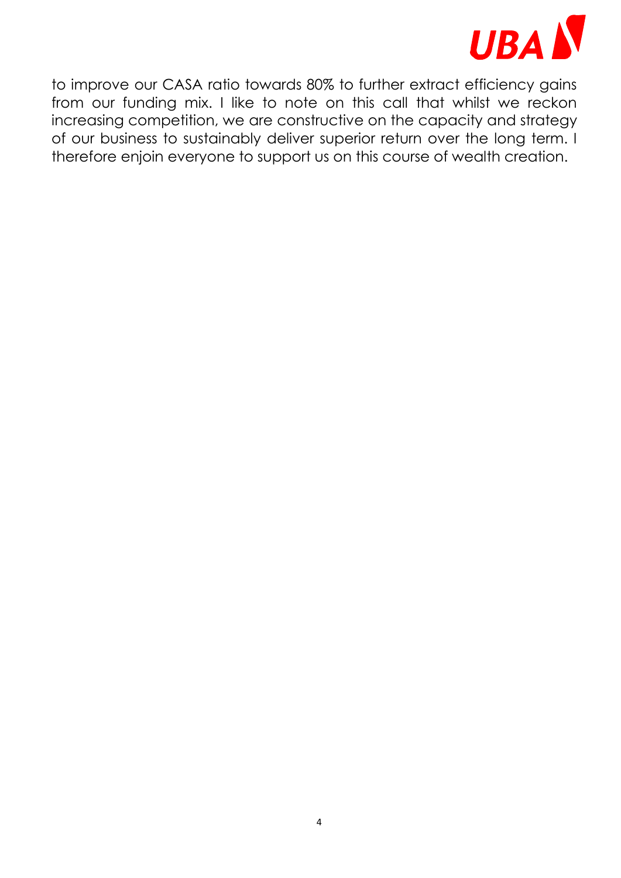to improve our CASA ratio towards 80% to further extract efficiency gains from our funding mix. I like to note on this call that whilst we reckon increasing competition, we are constructive on the capacity and strategy of our business to sustainably deliver superior return over the long term. I therefore enjoin everyone to support us on this course of wealth creation.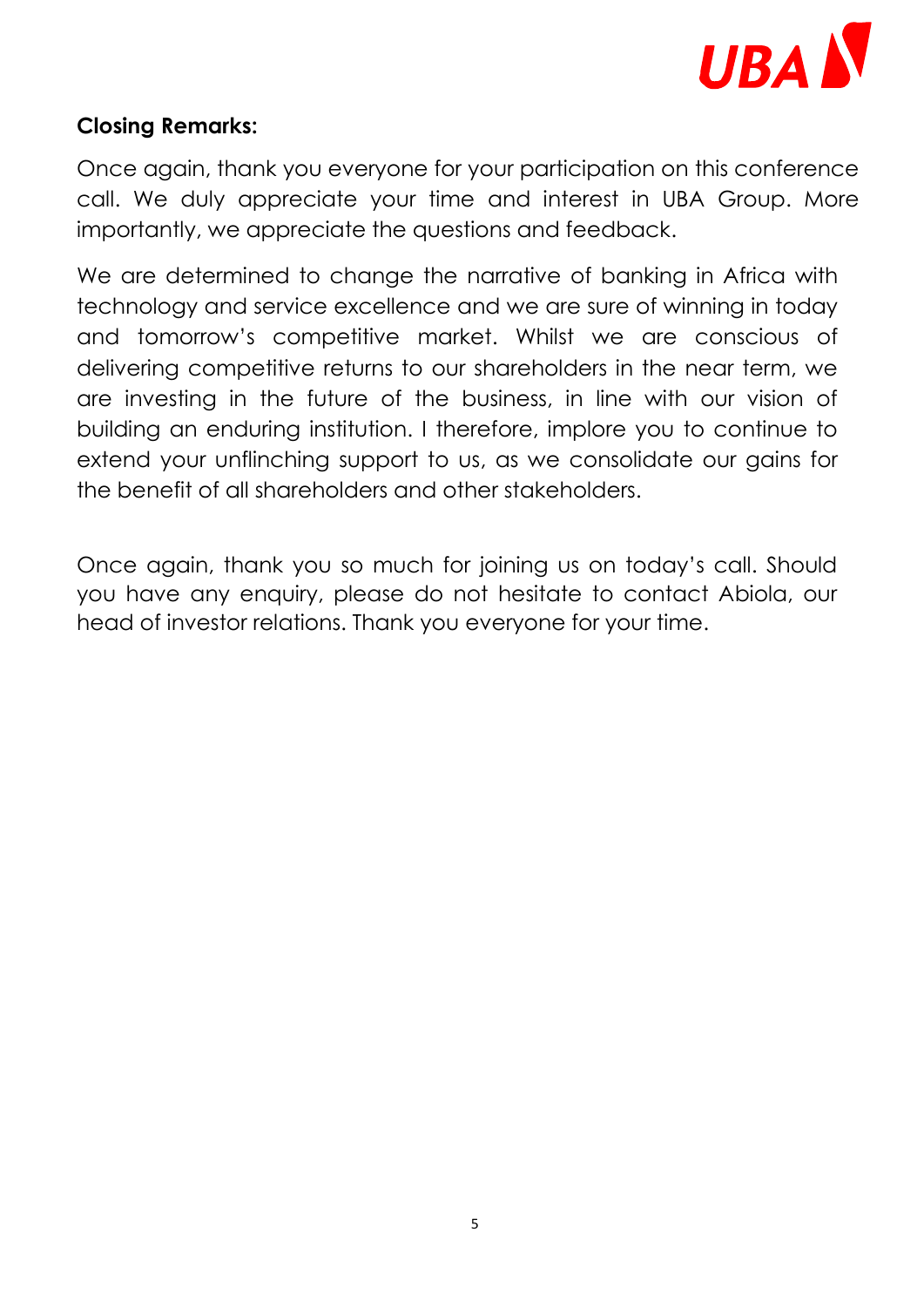**Closing Remarks:**

Once again, thank you everyone for your participation on this conference call. We duly appreciate your time and interest in UBA Group. More importantly, we appreciate the questions and feedback.

We are determined to change the narrative of banking in Africa with technology and service excellence and we are sure of winning in today and tomorrow's competitive market. Whilst we are conscious of delivering competitive returns to our shareholders in the near term, we are investing in the future of the business, in line with our vision of building an enduring institution. I therefore, implore you to continue to extend your unflinching support to us, as we consolidate our gains for the benefit of all shareholders and other stakeholders.

Once again, thank you so much for joining us on today's call. Should you have any enquiry, please do not hesitate to contact Abiola, our head of investor relations. Thank you everyone for your time.